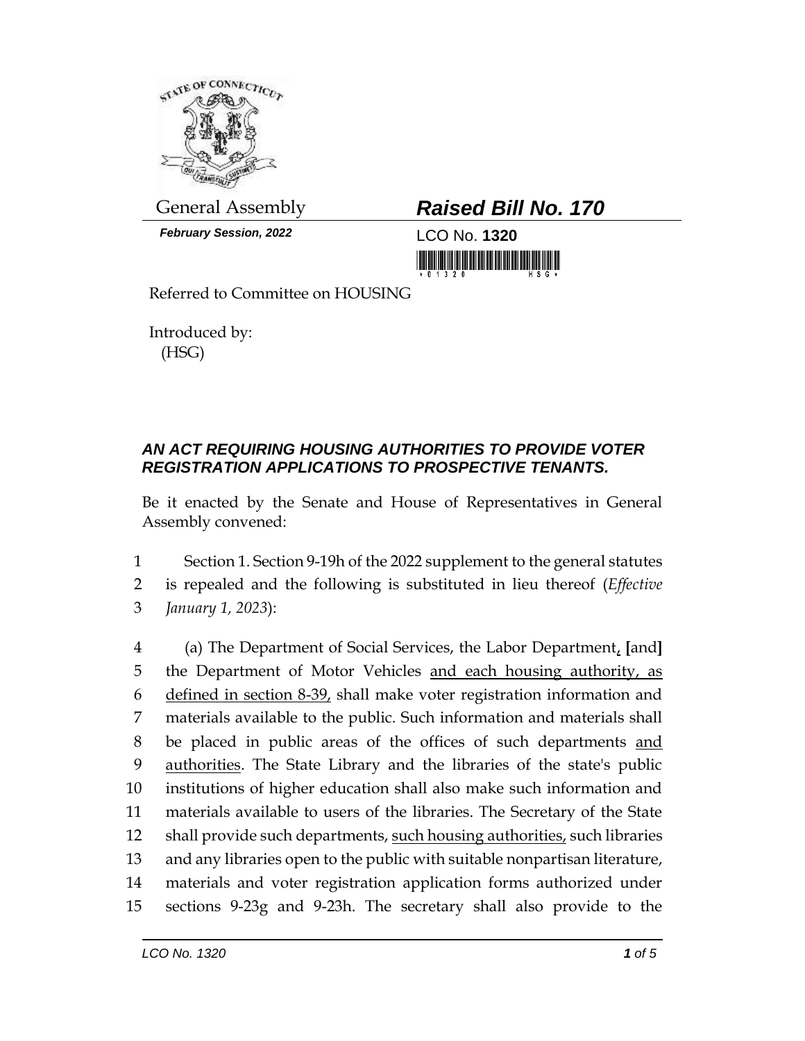General Assembly

***Raised Bill No. 170***

***February Session, 2022***

LCO No. **1320**

Referred to Committee on HOUSING

Introduced by:
(HSG)

## *AN ACT REQUIRING HOUSING AUTHORITIES TO PROVIDE VOTER REGISTRATION APPLICATIONS TO PROSPECTIVE TENANTS.*

Be it enacted by the Senate and House of Representatives in General Assembly convened:

1 Section 1. Section 9-19h of the 2022 supplement to the general statutes
2 is repealed and the following is substituted in lieu thereof (*Effective*
3 *January 1, 2023*):

4 (a) The Department of Social Services, the Labor Department, **[**and**]**
5 the Department of Motor Vehicles and each housing authority, as
6 defined in section 8-39, shall make voter registration information and
7 materials available to the public. Such information and materials shall
8 be placed in public areas of the offices of such departments and
9 authorities. The State Library and the libraries of the state's public
10 institutions of higher education shall also make such information and
11 materials available to users of the libraries. The Secretary of the State
12 shall provide such departments, such housing authorities, such libraries
13 and any libraries open to the public with suitable nonpartisan literature,
14 materials and voter registration application forms authorized under
15 sections 9-23g and 9-23h. The secretary shall also provide to the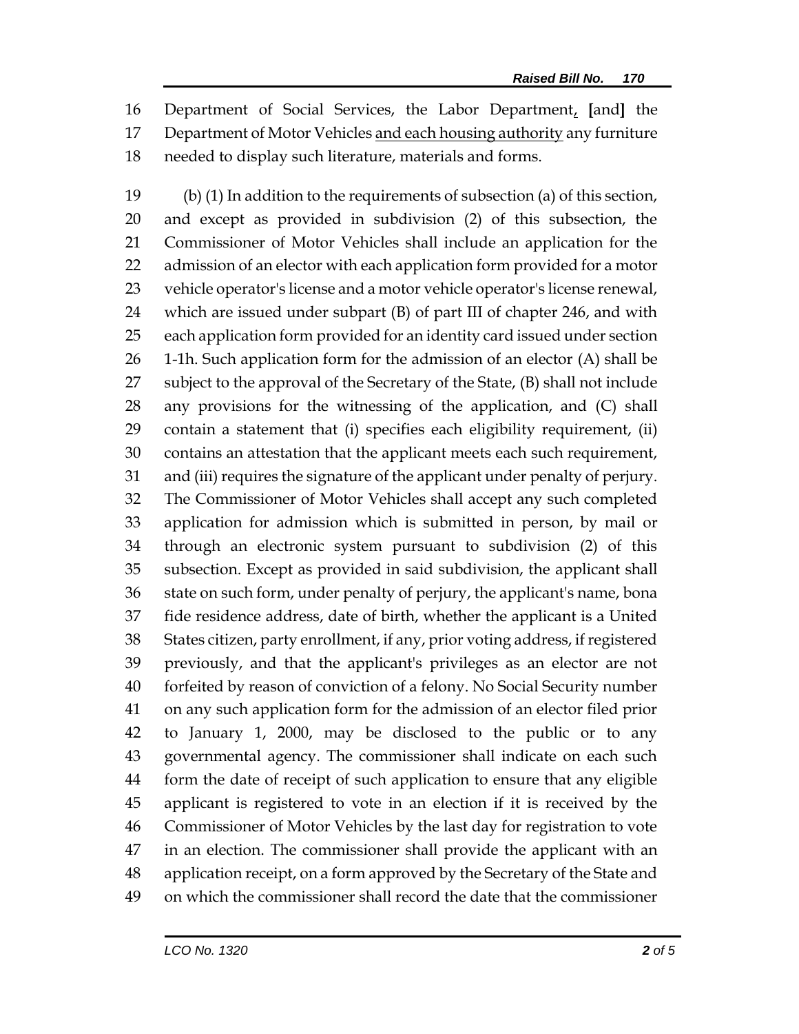Department of Social Services, the Labor Department, [and] the Department of Motor Vehicles <u>and each housing authority</u> any furniture needed to display such literature, materials and forms.

(b) (1) In addition to the requirements of subsection (a) of this section, and except as provided in subdivision (2) of this subsection, the Commissioner of Motor Vehicles shall include an application for the admission of an elector with each application form provided for a motor vehicle operator's license and a motor vehicle operator's license renewal, which are issued under subpart (B) of part III of chapter 246, and with each application form provided for an identity card issued under section 1-1h. Such application form for the admission of an elector (A) shall be subject to the approval of the Secretary of the State, (B) shall not include any provisions for the witnessing of the application, and (C) shall contain a statement that (i) specifies each eligibility requirement, (ii) contains an attestation that the applicant meets each such requirement, and (iii) requires the signature of the applicant under penalty of perjury. The Commissioner of Motor Vehicles shall accept any such completed application for admission which is submitted in person, by mail or through an electronic system pursuant to subdivision (2) of this subsection. Except as provided in said subdivision, the applicant shall state on such form, under penalty of perjury, the applicant's name, bona fide residence address, date of birth, whether the applicant is a United States citizen, party enrollment, if any, prior voting address, if registered previously, and that the applicant's privileges as an elector are not forfeited by reason of conviction of a felony. No Social Security number on any such application form for the admission of an elector filed prior to January 1, 2000, may be disclosed to the public or to any governmental agency. The commissioner shall indicate on each such form the date of receipt of such application to ensure that any eligible applicant is registered to vote in an election if it is received by the Commissioner of Motor Vehicles by the last day for registration to vote in an election. The commissioner shall provide the applicant with an application receipt, on a form approved by the Secretary of the State and on which the commissioner shall record the date that the commissioner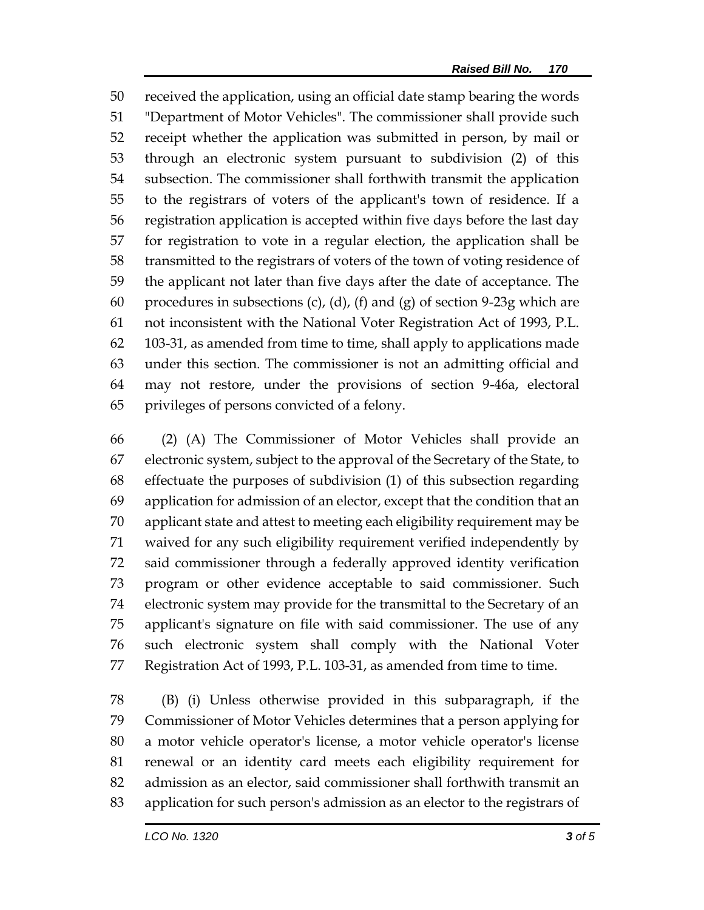received the application, using an official date stamp bearing the words "Department of Motor Vehicles". The commissioner shall provide such receipt whether the application was submitted in person, by mail or through an electronic system pursuant to subdivision (2) of this subsection. The commissioner shall forthwith transmit the application to the registrars of voters of the applicant's town of residence. If a registration application is accepted within five days before the last day for registration to vote in a regular election, the application shall be transmitted to the registrars of voters of the town of voting residence of the applicant not later than five days after the date of acceptance. The procedures in subsections (c), (d), (f) and (g) of section 9-23g which are not inconsistent with the National Voter Registration Act of 1993, P.L. 103-31, as amended from time to time, shall apply to applications made under this section. The commissioner is not an admitting official and may not restore, under the provisions of section 9-46a, electoral privileges of persons convicted of a felony.

(2) (A) The Commissioner of Motor Vehicles shall provide an electronic system, subject to the approval of the Secretary of the State, to effectuate the purposes of subdivision (1) of this subsection regarding application for admission of an elector, except that the condition that an applicant state and attest to meeting each eligibility requirement may be waived for any such eligibility requirement verified independently by said commissioner through a federally approved identity verification program or other evidence acceptable to said commissioner. Such electronic system may provide for the transmittal to the Secretary of an applicant's signature on file with said commissioner. The use of any such electronic system shall comply with the National Voter Registration Act of 1993, P.L. 103-31, as amended from time to time.

(B) (i) Unless otherwise provided in this subparagraph, if the Commissioner of Motor Vehicles determines that a person applying for a motor vehicle operator's license, a motor vehicle operator's license renewal or an identity card meets each eligibility requirement for admission as an elector, said commissioner shall forthwith transmit an application for such person's admission as an elector to the registrars of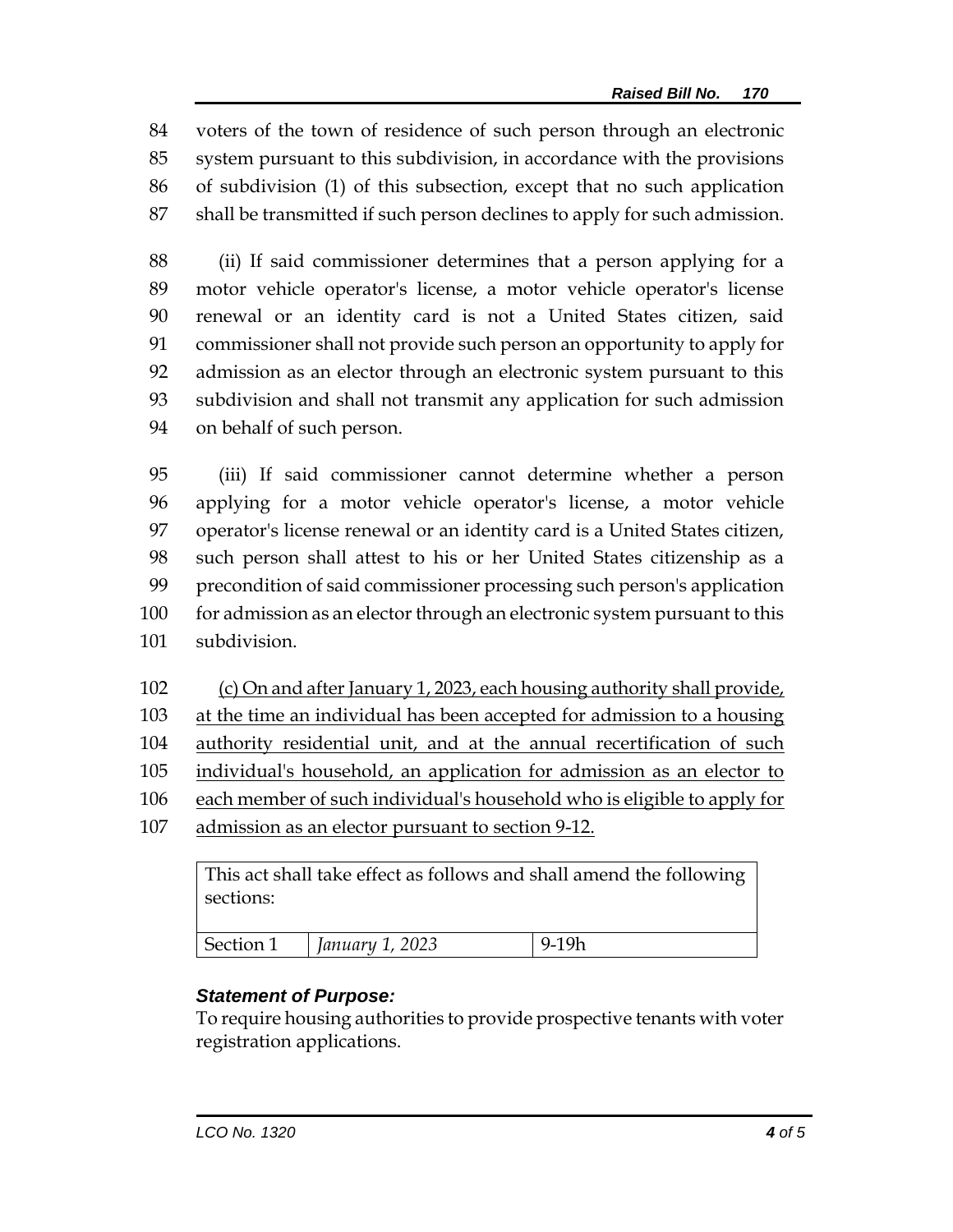voters of the town of residence of such person through an electronic system pursuant to this subdivision, in accordance with the provisions of subdivision (1) of this subsection, except that no such application shall be transmitted if such person declines to apply for such admission.

(ii) If said commissioner determines that a person applying for a motor vehicle operator's license, a motor vehicle operator's license renewal or an identity card is not a United States citizen, said commissioner shall not provide such person an opportunity to apply for admission as an elector through an electronic system pursuant to this subdivision and shall not transmit any application for such admission on behalf of such person.

(iii) If said commissioner cannot determine whether a person applying for a motor vehicle operator's license, a motor vehicle operator's license renewal or an identity card is a United States citizen, such person shall attest to his or her United States citizenship as a precondition of said commissioner processing such person's application for admission as an elector through an electronic system pursuant to this subdivision.

<u>(c) On and after January 1, 2023, each housing authority shall provide, at the time an individual has been accepted for admission to a housing authority residential unit, and at the annual recertification of such individual's household, an application for admission as an elector to each member of such individual's household who is eligible to apply for admission as an elector pursuant to section 9-12.</u>

| This act shall take effect as follows and shall amend the following sections: | | |
|---|---|---|
| Section 1 | *January 1, 2023* | 9-19h |

***Statement of Purpose:***

To require housing authorities to provide prospective tenants with voter registration applications.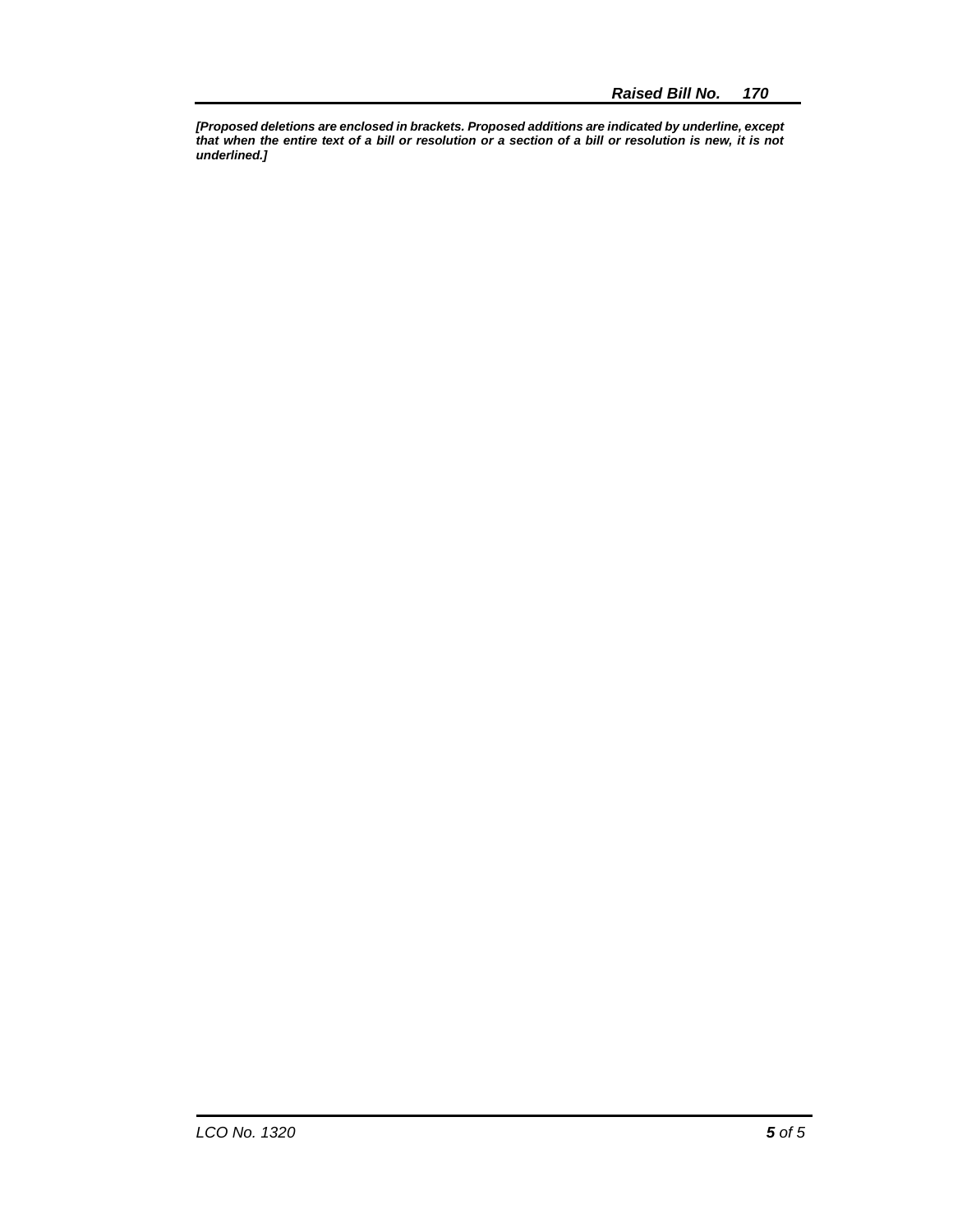*[Proposed deletions are enclosed in brackets. Proposed additions are indicated by underline, except that when the entire text of a bill or resolution or a section of a bill or resolution is new, it is not underlined.]*